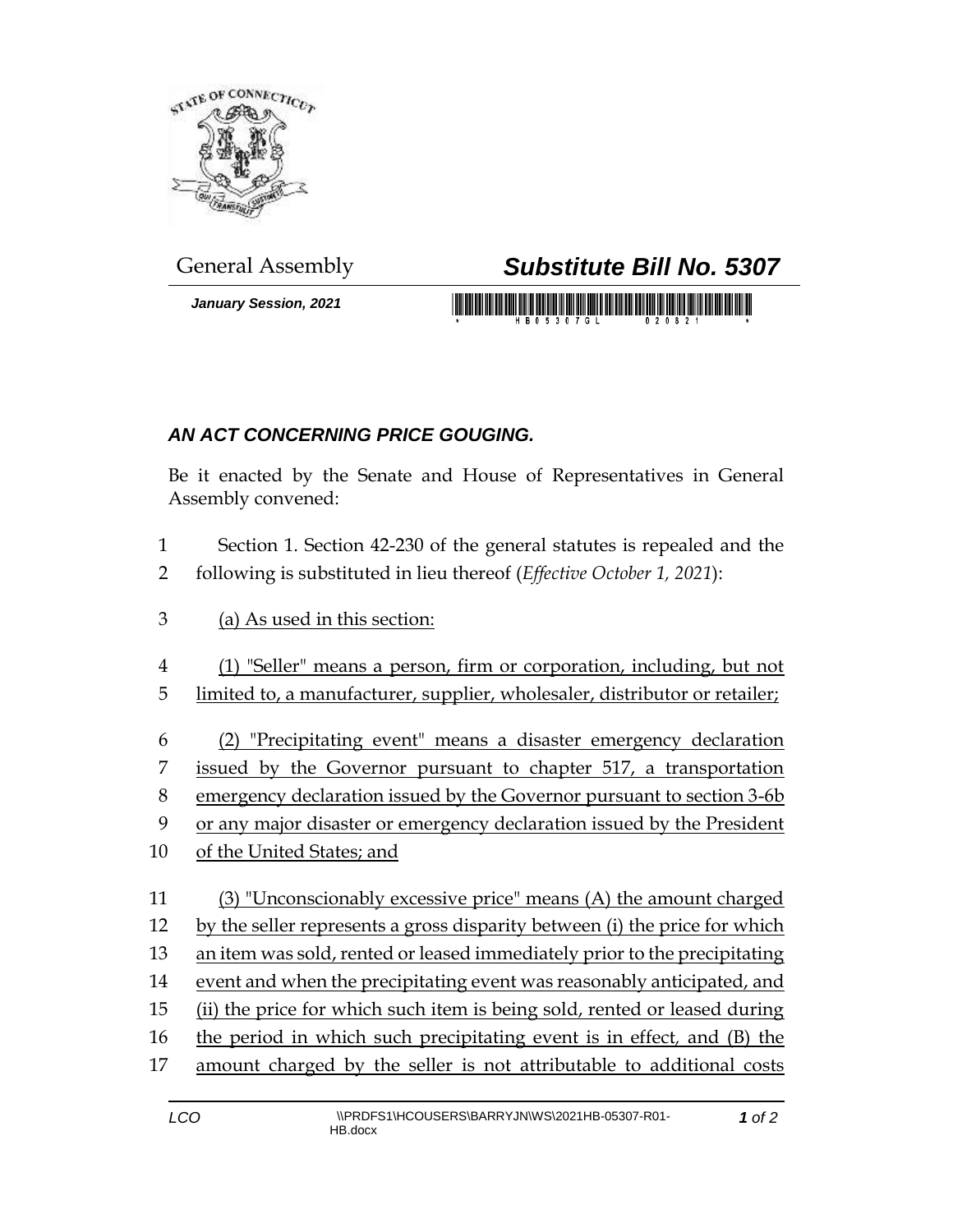General Assembly

# *Substitute Bill No. 5307*

***January Session, 2021***

## *AN ACT CONCERNING PRICE GOUGING.*

Be it enacted by the Senate and House of Representatives in General Assembly convened:

1 Section 1. Section 42-230 of the general statutes is repealed and the
2 following is substituted in lieu thereof (*Effective October 1, 2021*):

3 <u>(a) As used in this section:</u>

4 <u>(1) "Seller" means a person, firm or corporation, including, but not</u>
5 <u>limited to, a manufacturer, supplier, wholesaler, distributor or retailer;</u>

6 <u>(2) "Precipitating event" means a disaster emergency declaration</u>
7 <u>issued by the Governor pursuant to chapter 517, a transportation</u>
8 <u>emergency declaration issued by the Governor pursuant to section 3-6b</u>
9 <u>or any major disaster or emergency declaration issued by the President</u>
10 <u>of the United States; and</u>

11 <u>(3) "Unconscionably excessive price" means (A) the amount charged</u>
12 <u>by the seller represents a gross disparity between (i) the price for which</u>
13 <u>an item was sold, rented or leased immediately prior to the precipitating</u>
14 <u>event and when the precipitating event was reasonably anticipated, and</u>
15 <u>(ii) the price for which such item is being sold, rented or leased during</u>
16 <u>the period in which such precipitating event is in effect, and (B) the</u>
17 <u>amount charged by the seller is not attributable to additional costs</u>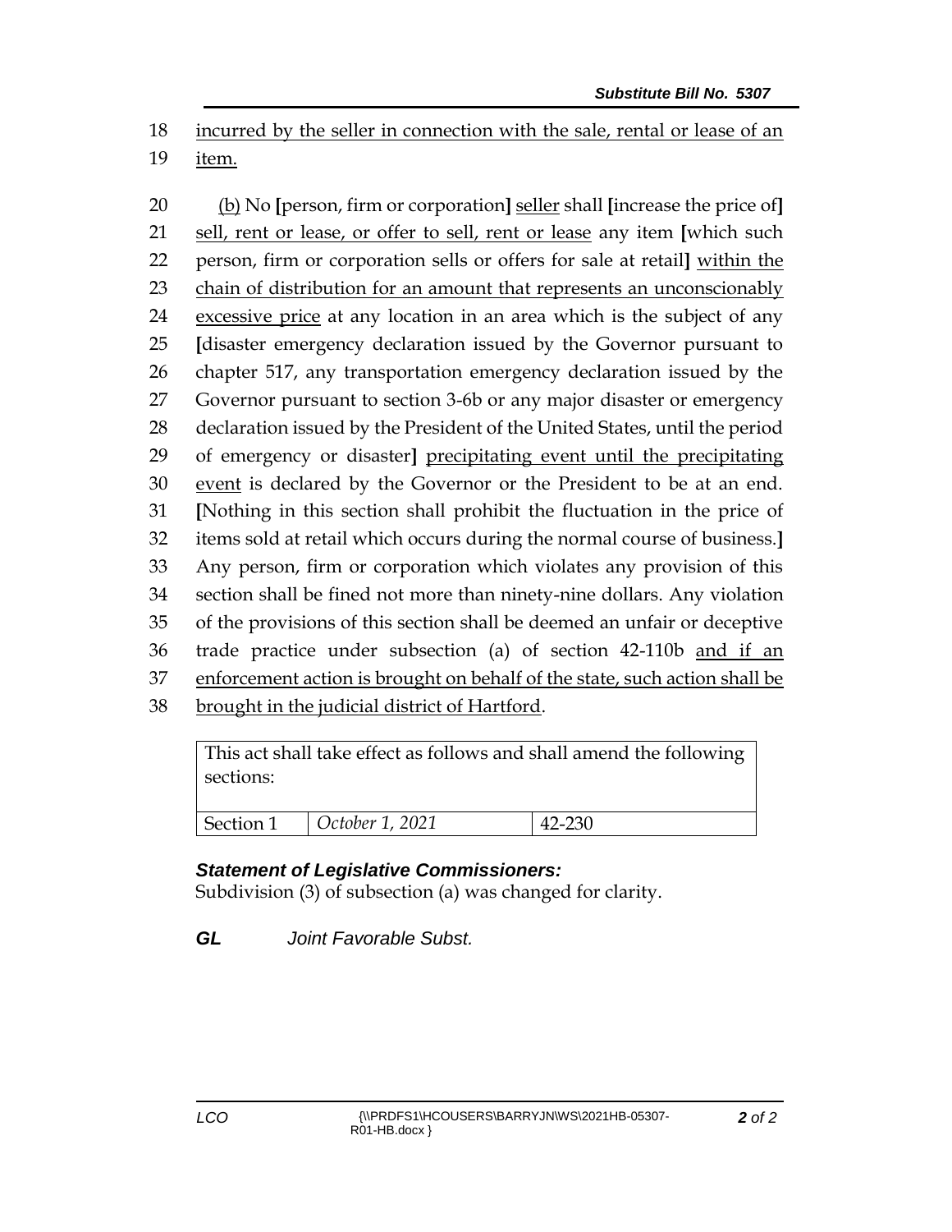incurred by the seller in connection with the sale, rental or lease of an item.

(b) No **[**person, firm or corporation**]** seller shall **[**increase the price of**]** sell, rent or lease, or offer to sell, rent or lease any item **[**which such person, firm or corporation sells or offers for sale at retail**]** within the chain of distribution for an amount that represents an unconscionably excessive price at any location in an area which is the subject of any **[**disaster emergency declaration issued by the Governor pursuant to chapter 517, any transportation emergency declaration issued by the Governor pursuant to section 3-6b or any major disaster or emergency declaration issued by the President of the United States, until the period of emergency or disaster**]** precipitating event until the precipitating event is declared by the Governor or the President to be at an end. **[**Nothing in this section shall prohibit the fluctuation in the price of items sold at retail which occurs during the normal course of business.**]** Any person, firm or corporation which violates any provision of this section shall be fined not more than ninety-nine dollars. Any violation of the provisions of this section shall be deemed an unfair or deceptive trade practice under subsection (a) of section 42-110b and if an enforcement action is brought on behalf of the state, such action shall be brought in the judicial district of Hartford.

| This act shall take effect as follows and shall amend the following sections: | | |
|---|---|---|
| Section 1 | *October 1, 2021* | 42-230 |

### *Statement of Legislative Commissioners:*

Subdivision (3) of subsection (a) was changed for clarity.

***GL*** *Joint Favorable Subst.*